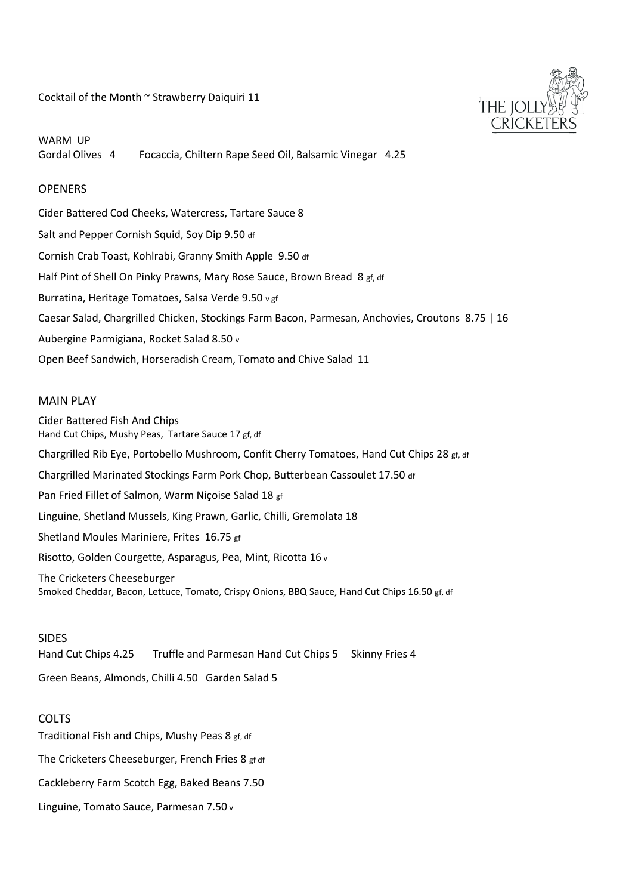Cocktail of the Month ~ Strawberry Daiquiri 11

THE JOLLY CRICKETERS

## WARM UP

Gordal Olives 4 Focaccia, Chiltern Rape Seed Oil, Balsamic Vinegar 4.25

## OPENERS

Cider Battered Cod Cheeks, Watercress, Tartare Sauce 8

Salt and Pepper Cornish Squid, Soy Dip 9.50 df

Cornish Crab Toast, Kohlrabi, Granny Smith Apple 9.50 df

Half Pint of Shell On Pinky Prawns, Mary Rose Sauce, Brown Bread 8 gf, df

Burratina, Heritage Tomatoes, Salsa Verde 9.50 v gf

Caesar Salad, Chargrilled Chicken, Stockings Farm Bacon, Parmesan, Anchovies, Croutons 8.75 | 16

Aubergine Parmigiana, Rocket Salad 8.50 v

Open Beef Sandwich, Horseradish Cream, Tomato and Chive Salad 11

## MAIN PLAY

Cider Battered Fish And Chips
Hand Cut Chips, Mushy Peas, Tartare Sauce 17 gf, df

Chargrilled Rib Eye, Portobello Mushroom, Confit Cherry Tomatoes, Hand Cut Chips 28 gf, df

Chargrilled Marinated Stockings Farm Pork Chop, Butterbean Cassoulet 17.50 df

Pan Fried Fillet of Salmon, Warm Niçoise Salad 18 gf

Linguine, Shetland Mussels, King Prawn, Garlic, Chilli, Gremolata 18

Shetland Moules Mariniere, Frites 16.75 gf

Risotto, Golden Courgette, Asparagus, Pea, Mint, Ricotta 16 v

The Cricketers Cheeseburger
Smoked Cheddar, Bacon, Lettuce, Tomato, Crispy Onions, BBQ Sauce, Hand Cut Chips 16.50 gf, df

## SIDES

Hand Cut Chips 4.25 Truffle and Parmesan Hand Cut Chips 5 Skinny Fries 4

Green Beans, Almonds, Chilli 4.50 Garden Salad 5

## COLTS

Traditional Fish and Chips, Mushy Peas 8 gf, df

The Cricketers Cheeseburger, French Fries 8 gf df

Cackleberry Farm Scotch Egg, Baked Beans 7.50

Linguine, Tomato Sauce, Parmesan 7.50 v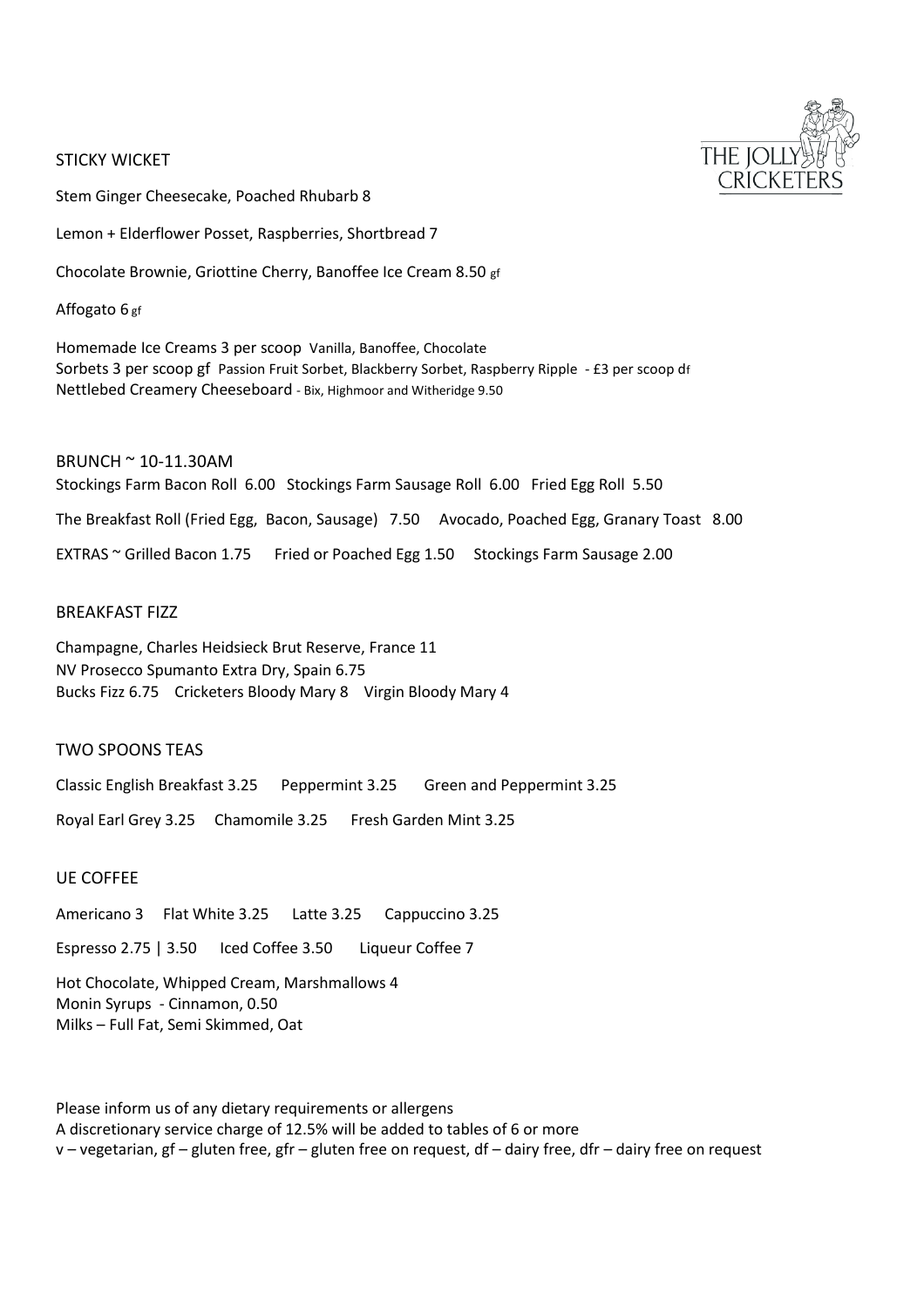THE JOLLY CRICKETERS

## STICKY WICKET

Stem Ginger Cheesecake, Poached Rhubarb 8

Lemon + Elderflower Posset, Raspberries, Shortbread 7

Chocolate Brownie, Griottine Cherry, Banoffee Ice Cream 8.50 gf

Affogato 6 gf

Homemade Ice Creams 3 per scoop Vanilla, Banoffee, Chocolate
Sorbets 3 per scoop gf Passion Fruit Sorbet, Blackberry Sorbet, Raspberry Ripple - £3 per scoop df
Nettlebed Creamery Cheeseboard - Bix, Highmoor and Witheridge 9.50

## BRUNCH ~ 10-11.30AM

Stockings Farm Bacon Roll 6.00 Stockings Farm Sausage Roll 6.00 Fried Egg Roll 5.50

The Breakfast Roll (Fried Egg, Bacon, Sausage) 7.50 Avocado, Poached Egg, Granary Toast 8.00

EXTRAS ~ Grilled Bacon 1.75 Fried or Poached Egg 1.50 Stockings Farm Sausage 2.00

## BREAKFAST FIZZ

Champagne, Charles Heidsieck Brut Reserve, France 11
NV Prosecco Spumanto Extra Dry, Spain 6.75
Bucks Fizz 6.75 Cricketers Bloody Mary 8 Virgin Bloody Mary 4

## TWO SPOONS TEAS

Classic English Breakfast 3.25 Peppermint 3.25 Green and Peppermint 3.25

Royal Earl Grey 3.25 Chamomile 3.25 Fresh Garden Mint 3.25

## UE COFFEE

Americano 3 Flat White 3.25 Latte 3.25 Cappuccino 3.25

Espresso 2.75 | 3.50 Iced Coffee 3.50 Liqueur Coffee 7

Hot Chocolate, Whipped Cream, Marshmallows 4
Monin Syrups - Cinnamon, 0.50
Milks – Full Fat, Semi Skimmed, Oat

Please inform us of any dietary requirements or allergens
A discretionary service charge of 12.5% will be added to tables of 6 or more
v – vegetarian, gf – gluten free, gfr – gluten free on request, df – dairy free, dfr – dairy free on request